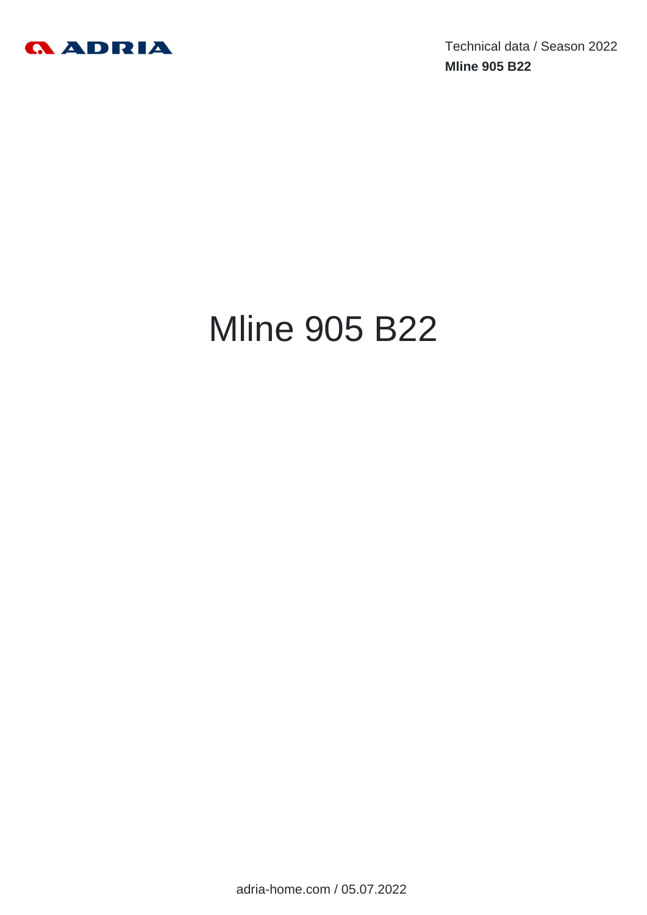Technical data / Season 2022

**Mline 905 B22**

# Mline 905 B22

adria-home.com / 05.07.2022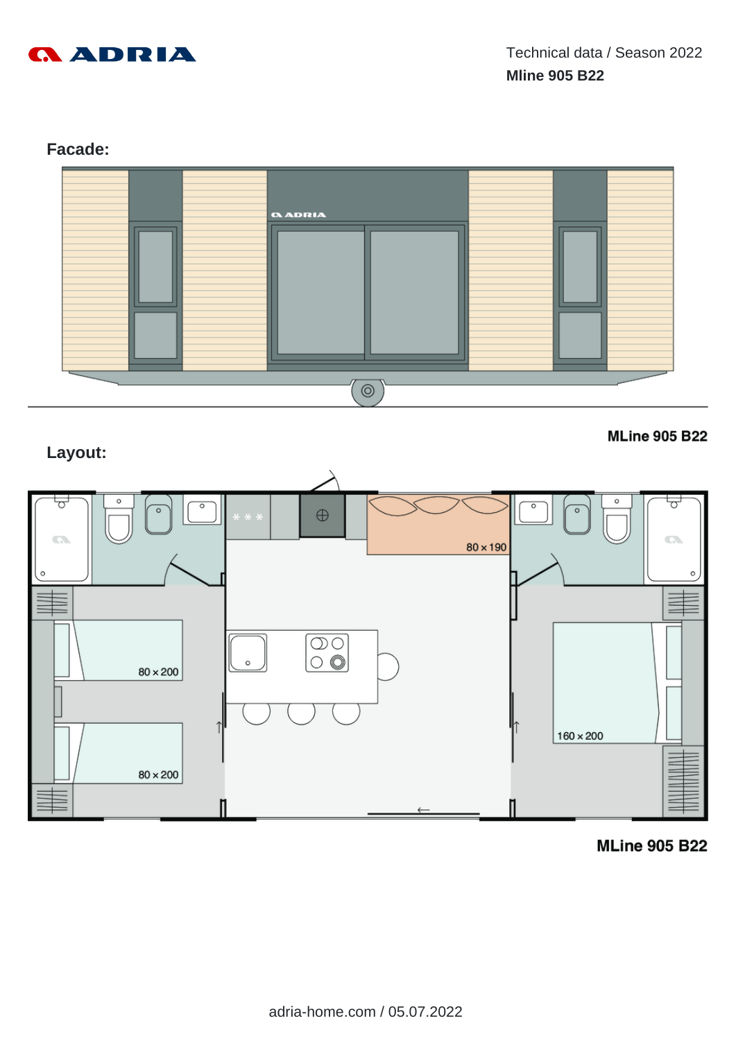Technical data / Season 2022

**Mline 905 B22**

## Facade:

## Layout:

**MLine 905 B22**

80 x 190

80 x 200

80 x 200

160 x 200

**MLine 905 B22**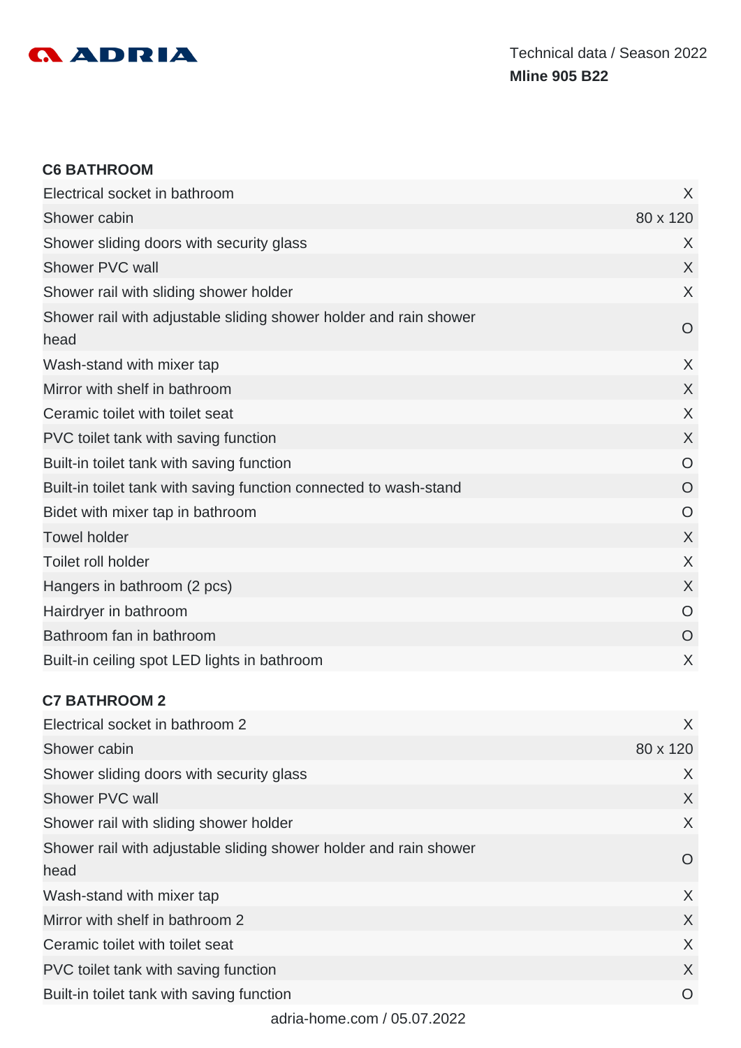### C6 BATHROOM

| | |
|---|---|
| Electrical socket in bathroom | X |
| Shower cabin | 80 x 120 |
| Shower sliding doors with security glass | X |
| Shower PVC wall | X |
| Shower rail with sliding shower holder | X |
| Shower rail with adjustable sliding shower holder and rain shower head | O |
| Wash-stand with mixer tap | X |
| Mirror with shelf in bathroom | X |
| Ceramic toilet with toilet seat | X |
| PVC toilet tank with saving function | X |
| Built-in toilet tank with saving function | O |
| Built-in toilet tank with saving function connected to wash-stand | O |
| Bidet with mixer tap in bathroom | O |
| Towel holder | X |
| Toilet roll holder | X |
| Hangers in bathroom (2 pcs) | X |
| Hairdryer in bathroom | O |
| Bathroom fan in bathroom | O |
| Built-in ceiling spot LED lights in bathroom | X |

### C7 BATHROOM 2

| | |
|---|---|
| Electrical socket in bathroom 2 | X |
| Shower cabin | 80 x 120 |
| Shower sliding doors with security glass | X |
| Shower PVC wall | X |
| Shower rail with sliding shower holder | X |
| Shower rail with adjustable sliding shower holder and rain shower head | O |
| Wash-stand with mixer tap | X |
| Mirror with shelf in bathroom 2 | X |
| Ceramic toilet with toilet seat | X |
| PVC toilet tank with saving function | X |
| Built-in toilet tank with saving function | O |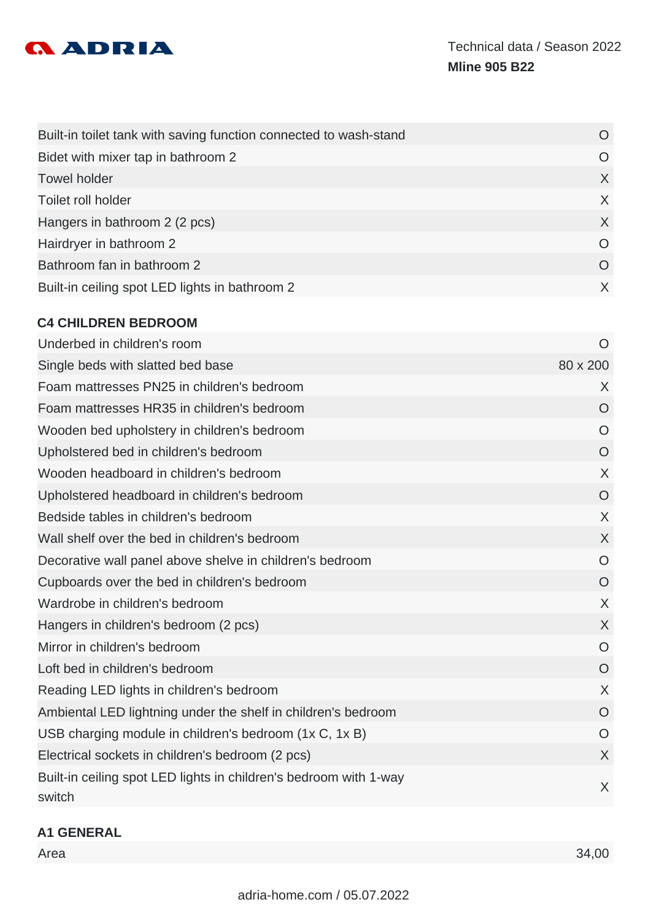| | |
|---|---|
| Built-in toilet tank with saving function connected to wash-stand | O |
| Bidet with mixer tap in bathroom 2 | O |
| Towel holder | X |
| Toilet roll holder | X |
| Hangers in bathroom 2 (2 pcs) | X |
| Hairdryer in bathroom 2 | O |
| Bathroom fan in bathroom 2 | O |
| Built-in ceiling spot LED lights in bathroom 2 | X |

## C4 CHILDREN BEDROOM

| | |
|---|---|
| Underbed in children's room | O |
| Single beds with slatted bed base | 80 x 200 |
| Foam mattresses PN25 in children's bedroom | X |
| Foam mattresses HR35 in children's bedroom | O |
| Wooden bed upholstery in children's bedroom | O |
| Upholstered bed in children's bedroom | O |
| Wooden headboard in children's bedroom | X |
| Upholstered headboard in children's bedroom | O |
| Bedside tables in children's bedroom | X |
| Wall shelf over the bed in children's bedroom | X |
| Decorative wall panel above shelve in children's bedroom | O |
| Cupboards over the bed in children's bedroom | O |
| Wardrobe in children's bedroom | X |
| Hangers in children's bedroom (2 pcs) | X |
| Mirror in children's bedroom | O |
| Loft bed in children's bedroom | O |
| Reading LED lights in children's bedroom | X |
| Ambiental LED lightning under the shelf in children's bedroom | O |
| USB charging module in children's bedroom (1x C, 1x B) | O |
| Electrical sockets in children's bedroom (2 pcs) | X |
| Built-in ceiling spot LED lights in children's bedroom with 1-way switch | X |

## A1 GENERAL

| | |
|---|---|
| Area | 34,00 |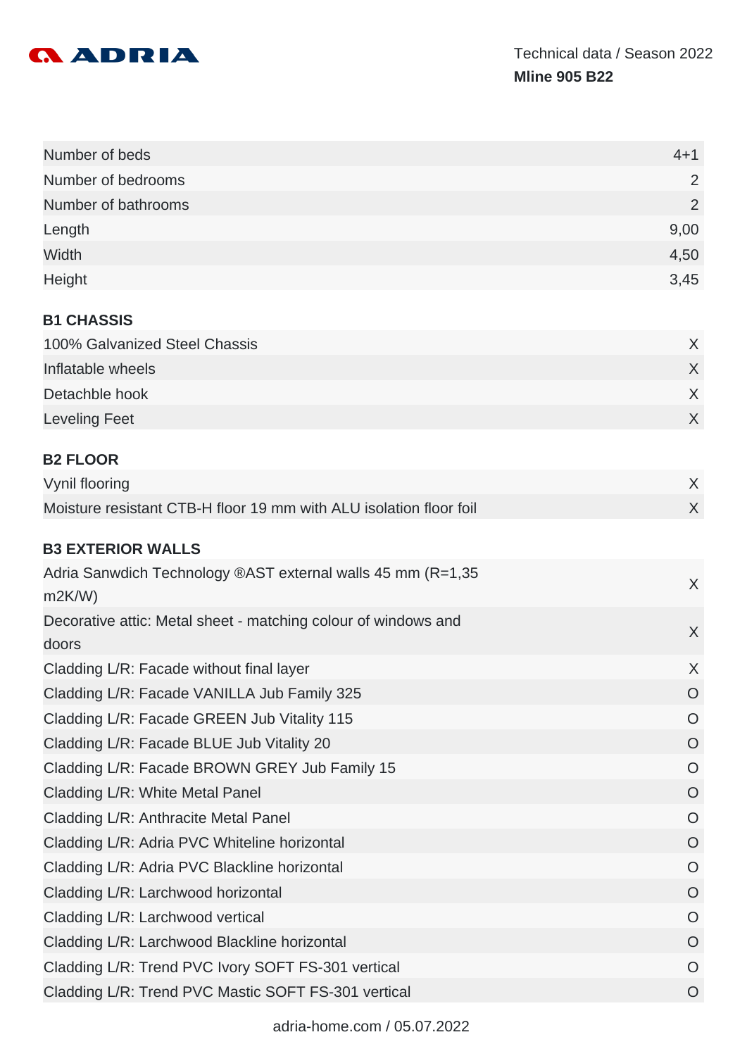Technical data / Season 2022

**Mline 905 B22**

| | |
|---|---|
| Number of beds | 4+1 |
| Number of bedrooms | 2 |
| Number of bathrooms | 2 |
| Length | 9,00 |
| Width | 4,50 |
| Height | 3,45 |

**B1 CHASSIS**

| | |
|---|---|
| 100% Galvanized Steel Chassis | X |
| Inflatable wheels | X |
| Detachble hook | X |
| Leveling Feet | X |

**B2 FLOOR**

| | |
|---|---|
| Vynil flooring | X |
| Moisture resistant CTB-H floor 19 mm with ALU isolation floor foil | X |

**B3 EXTERIOR WALLS**

| | |
|---|---|
| Adria Sanwdich Technology ®AST external walls 45 mm (R=1,35 m2K/W) | X |
| Decorative attic: Metal sheet - matching colour of windows and doors | X |
| Cladding L/R: Facade without final layer | X |
| Cladding L/R: Facade VANILLA Jub Family 325 | O |
| Cladding L/R: Facade GREEN Jub Vitality 115 | O |
| Cladding L/R: Facade BLUE Jub Vitality 20 | O |
| Cladding L/R: Facade BROWN GREY Jub Family 15 | O |
| Cladding L/R: White Metal Panel | O |
| Cladding L/R: Anthracite Metal Panel | O |
| Cladding L/R: Adria PVC Whiteline horizontal | O |
| Cladding L/R: Adria PVC Blackline horizontal | O |
| Cladding L/R: Larchwood horizontal | O |
| Cladding L/R: Larchwood vertical | O |
| Cladding L/R: Larchwood Blackline horizontal | O |
| Cladding L/R: Trend PVC Ivory SOFT FS-301 vertical | O |
| Cladding L/R: Trend PVC Mastic SOFT FS-301 vertical | O |

adria-home.com / 05.07.2022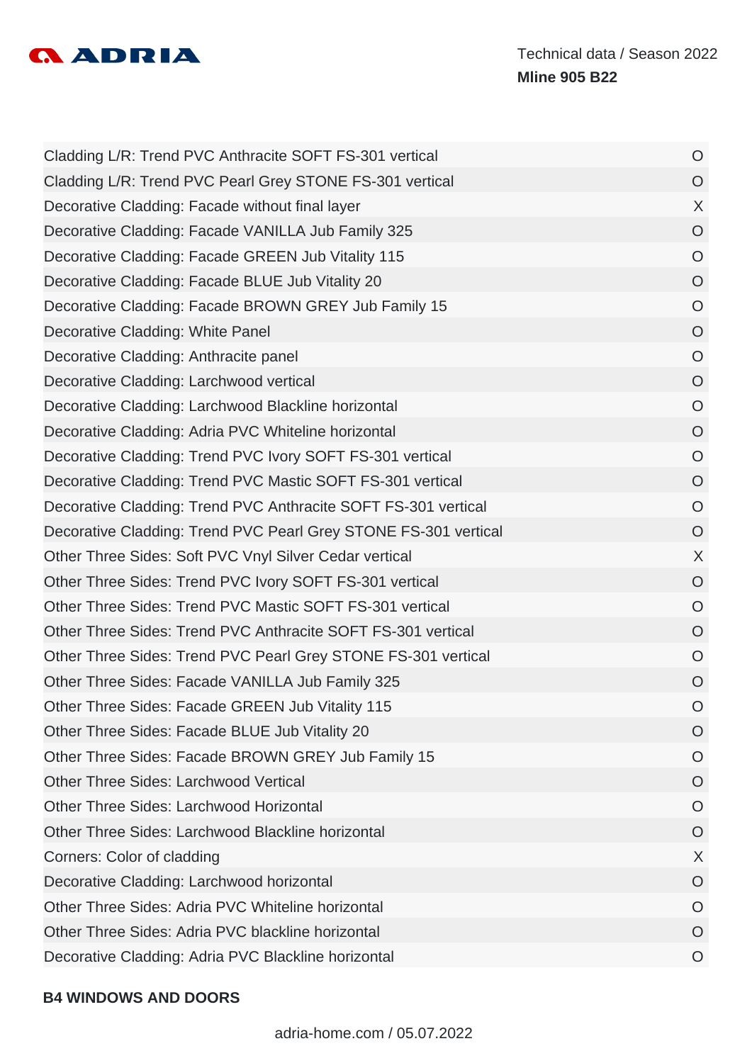| | |
|---|---|
| Cladding L/R: Trend PVC Anthracite SOFT FS-301 vertical | O |
| Cladding L/R: Trend PVC Pearl Grey STONE FS-301 vertical | O |
| Decorative Cladding: Facade without final layer | X |
| Decorative Cladding: Facade VANILLA Jub Family 325 | O |
| Decorative Cladding: Facade GREEN Jub Vitality 115 | O |
| Decorative Cladding: Facade BLUE Jub Vitality 20 | O |
| Decorative Cladding: Facade BROWN GREY Jub Family 15 | O |
| Decorative Cladding: White Panel | O |
| Decorative Cladding: Anthracite panel | O |
| Decorative Cladding: Larchwood vertical | O |
| Decorative Cladding: Larchwood Blackline horizontal | O |
| Decorative Cladding: Adria PVC Whiteline horizontal | O |
| Decorative Cladding: Trend PVC Ivory SOFT FS-301 vertical | O |
| Decorative Cladding: Trend PVC Mastic SOFT FS-301 vertical | O |
| Decorative Cladding: Trend PVC Anthracite SOFT FS-301 vertical | O |
| Decorative Cladding: Trend PVC Pearl Grey STONE FS-301 vertical | O |
| Other Three Sides: Soft PVC Vnyl Silver Cedar vertical | X |
| Other Three Sides: Trend PVC Ivory SOFT FS-301 vertical | O |
| Other Three Sides: Trend PVC Mastic SOFT FS-301 vertical | O |
| Other Three Sides: Trend PVC Anthracite SOFT FS-301 vertical | O |
| Other Three Sides: Trend PVC Pearl Grey STONE FS-301 vertical | O |
| Other Three Sides: Facade VANILLA Jub Family 325 | O |
| Other Three Sides: Facade GREEN Jub Vitality 115 | O |
| Other Three Sides: Facade BLUE Jub Vitality 20 | O |
| Other Three Sides: Facade BROWN GREY Jub Family 15 | O |
| Other Three Sides: Larchwood Vertical | O |
| Other Three Sides: Larchwood Horizontal | O |
| Other Three Sides: Larchwood Blackline horizontal | O |
| Corners: Color of cladding | X |
| Decorative Cladding: Larchwood horizontal | O |
| Other Three Sides: Adria PVC Whiteline horizontal | O |
| Other Three Sides: Adria PVC blackline horizontal | O |
| Decorative Cladding: Adria PVC Blackline horizontal | O |

**B4 WINDOWS AND DOORS**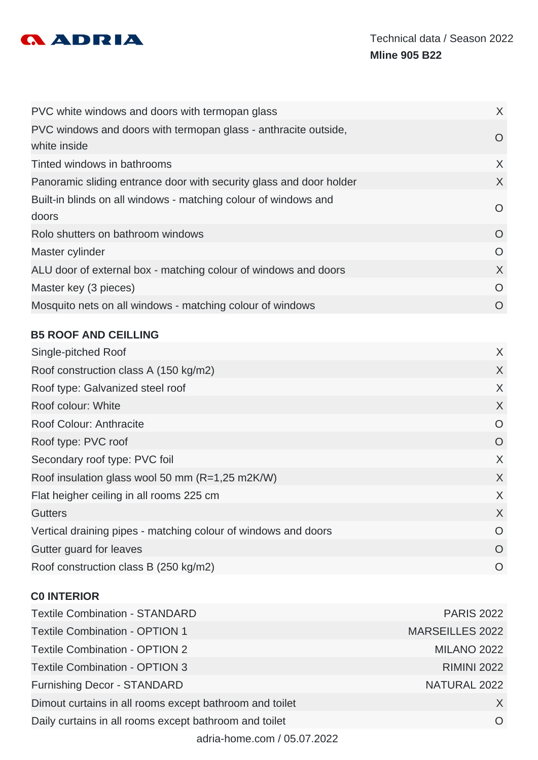| | |
|---|---|
| PVC white windows and doors with termopan glass | X |
| PVC windows and doors with termopan glass - anthracite outside, white inside | O |
| Tinted windows in bathrooms | X |
| Panoramic sliding entrance door with security glass and door holder | X |
| Built-in blinds on all windows - matching colour of windows and doors | O |
| Rolo shutters on bathroom windows | O |
| Master cylinder | O |
| ALU door of external box - matching colour of windows and doors | X |
| Master key (3 pieces) | O |
| Mosquito nets on all windows - matching colour of windows | O |

**B5 ROOF AND CEILLING**

| | |
|---|---|
| Single-pitched Roof | X |
| Roof construction class A (150 kg/m2) | X |
| Roof type: Galvanized steel roof | X |
| Roof colour: White | X |
| Roof Colour: Anthracite | O |
| Roof type: PVC roof | O |
| Secondary roof type: PVC foil | X |
| Roof insulation glass wool 50 mm (R=1,25 m2K/W) | X |
| Flat heigher ceiling in all rooms 225 cm | X |
| Gutters | X |
| Vertical draining pipes - matching colour of windows and doors | O |
| Gutter guard for leaves | O |
| Roof construction class B (250 kg/m2) | O |

**C0 INTERIOR**

| | |
|---|---|
| Textile Combination - STANDARD | PARIS 2022 |
| Textile Combination - OPTION 1 | MARSEILLES 2022 |
| Textile Combination - OPTION 2 | MILANO 2022 |
| Textile Combination - OPTION 3 | RIMINI 2022 |
| Furnishing Decor - STANDARD | NATURAL 2022 |
| Dimout curtains in all rooms except bathroom and toilet | X |
| Daily curtains in all rooms except bathroom and toilet | O |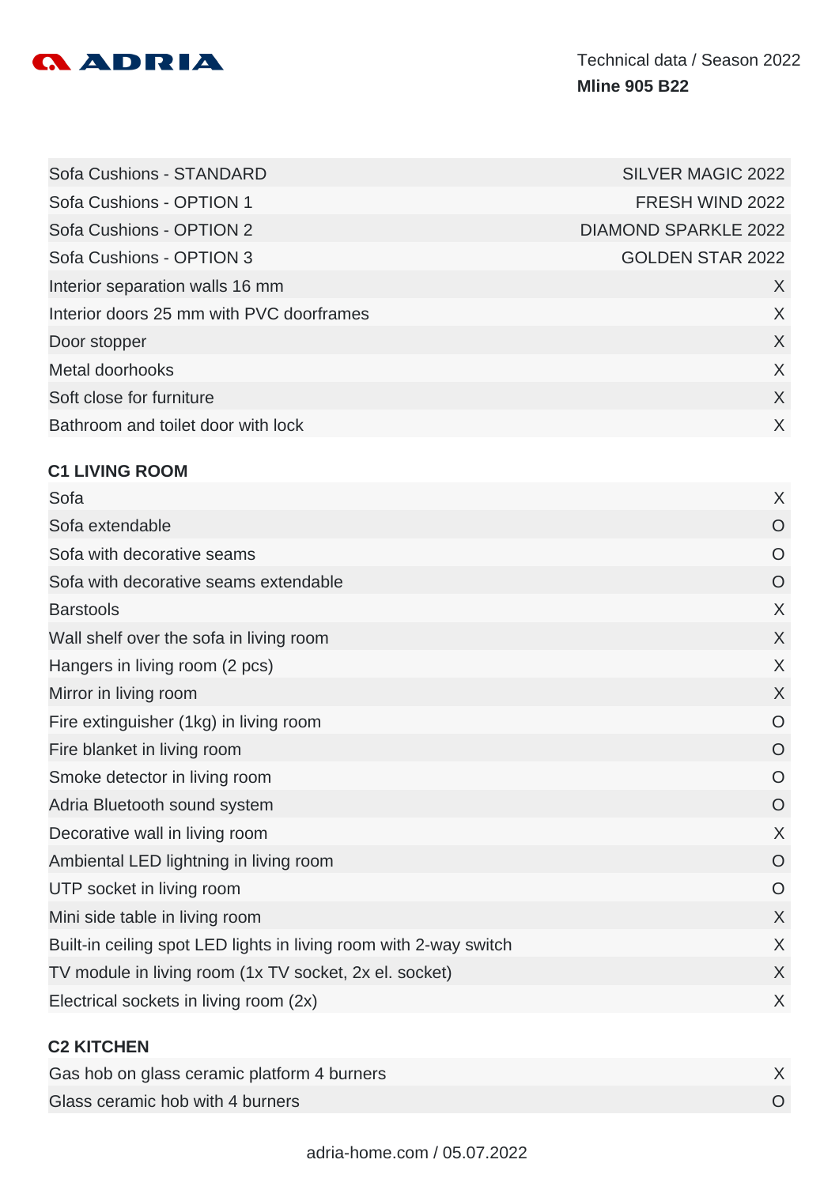| | |
|---|---|
| Sofa Cushions - STANDARD | SILVER MAGIC 2022 |
| Sofa Cushions - OPTION 1 | FRESH WIND 2022 |
| Sofa Cushions - OPTION 2 | DIAMOND SPARKLE 2022 |
| Sofa Cushions - OPTION 3 | GOLDEN STAR 2022 |
| Interior separation walls 16 mm | X |
| Interior doors 25 mm with PVC doorframes | X |
| Door stopper | X |
| Metal doorhooks | X |
| Soft close for furniture | X |
| Bathroom and toilet door with lock | X |

### C1 LIVING ROOM

| | |
|---|---|
| Sofa | X |
| Sofa extendable | O |
| Sofa with decorative seams | O |
| Sofa with decorative seams extendable | O |
| Barstools | X |
| Wall shelf over the sofa in living room | X |
| Hangers in living room (2 pcs) | X |
| Mirror in living room | X |
| Fire extinguisher (1kg) in living room | O |
| Fire blanket in living room | O |
| Smoke detector in living room | O |
| Adria Bluetooth sound system | O |
| Decorative wall in living room | X |
| Ambiental LED lightning in living room | O |
| UTP socket in living room | O |
| Mini side table in living room | X |
| Built-in ceiling spot LED lights in living room with 2-way switch | X |
| TV module in living room (1x TV socket, 2x el. socket) | X |
| Electrical sockets in living room (2x) | X |

### C2 KITCHEN

| | |
|---|---|
| Gas hob on glass ceramic platform 4 burners | X |
| Glass ceramic hob with 4 burners | O |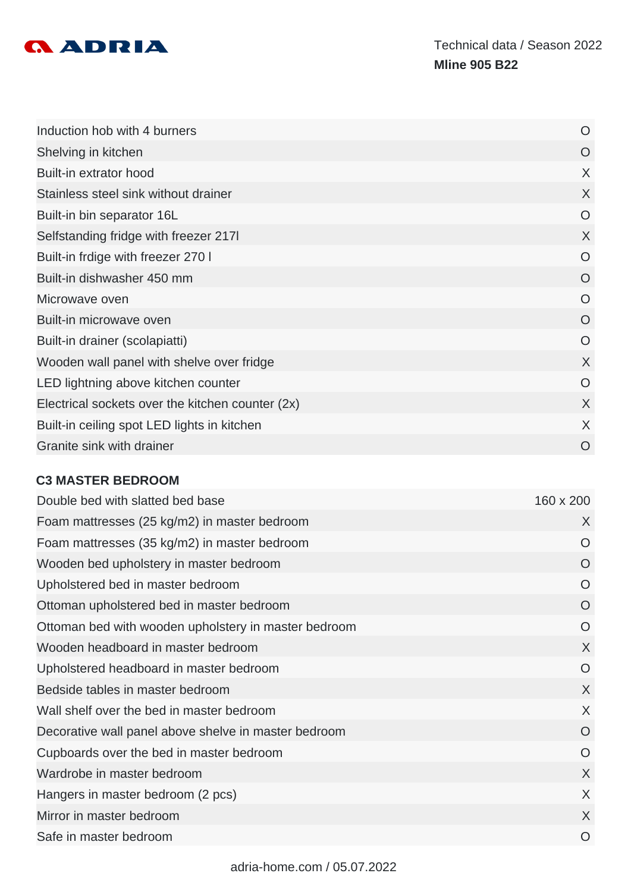| | |
|---|---|
| Induction hob with 4 burners | O |
| Shelving in kitchen | O |
| Built-in extrator hood | X |
| Stainless steel sink without drainer | X |
| Built-in bin separator 16L | O |
| Selfstanding fridge with freezer 217l | X |
| Built-in frdige with freezer 270 l | O |
| Built-in dishwasher 450 mm | O |
| Microwave oven | O |
| Built-in microwave oven | O |
| Built-in drainer (scolapiatti) | O |
| Wooden wall panel with shelve over fridge | X |
| LED lightning above kitchen counter | O |
| Electrical sockets over the kitchen counter (2x) | X |
| Built-in ceiling spot LED lights in kitchen | X |
| Granite sink with drainer | O |

### C3 MASTER BEDROOM

| | |
|---|---|
| Double bed with slatted bed base | 160 x 200 |
| Foam mattresses (25 kg/m2) in master bedroom | X |
| Foam mattresses (35 kg/m2) in master bedroom | O |
| Wooden bed upholstery in master bedroom | O |
| Upholstered bed in master bedroom | O |
| Ottoman upholstered bed in master bedroom | O |
| Ottoman bed with wooden upholstery in master bedroom | O |
| Wooden headboard in master bedroom | X |
| Upholstered headboard in master bedroom | O |
| Bedside tables in master bedroom | X |
| Wall shelf over the bed in master bedroom | X |
| Decorative wall panel above shelve in master bedroom | O |
| Cupboards over the bed in master bedroom | O |
| Wardrobe in master bedroom | X |
| Hangers in master bedroom (2 pcs) | X |
| Mirror in master bedroom | X |
| Safe in master bedroom | O |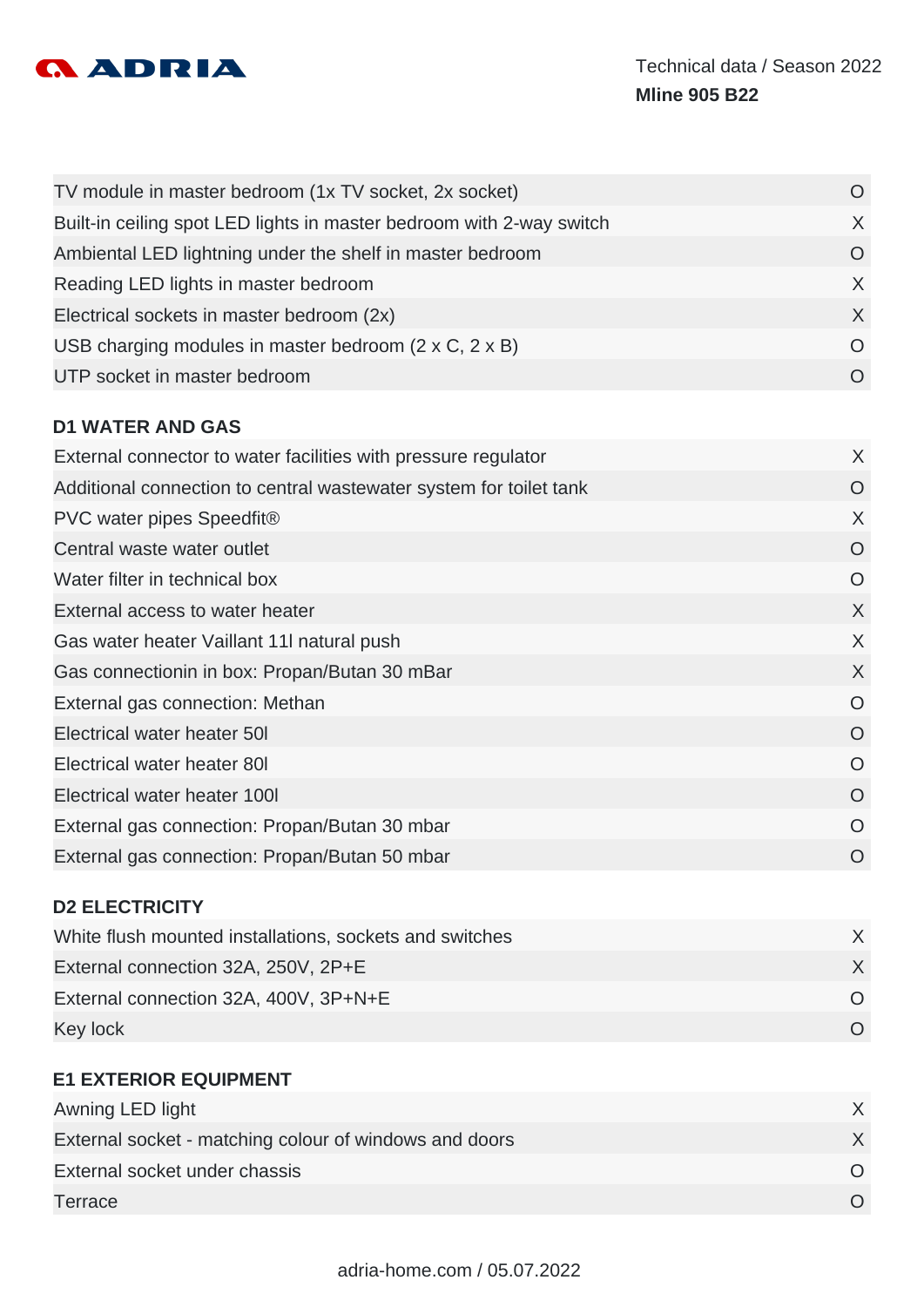| | |
|---|---|
| TV module in master bedroom (1x TV socket, 2x socket) | O |
| Built-in ceiling spot LED lights in master bedroom with 2-way switch | X |
| Ambiental LED lightning under the shelf in master bedroom | O |
| Reading LED lights in master bedroom | X |
| Electrical sockets in master bedroom (2x) | X |
| USB charging modules in master bedroom (2 x C, 2 x B) | O |
| UTP socket in master bedroom | O |

## D1 WATER AND GAS

| | |
|---|---|
| External connector to water facilities with pressure regulator | X |
| Additional connection to central wastewater system for toilet tank | O |
| PVC water pipes Speedfit® | X |
| Central waste water outlet | O |
| Water filter in technical box | O |
| External access to water heater | X |
| Gas water heater Vaillant 11l natural push | X |
| Gas connectionin in box: Propan/Butan 30 mBar | X |
| External gas connection: Methan | O |
| Electrical water heater 50l | O |
| Electrical water heater 80l | O |
| Electrical water heater 100l | O |
| External gas connection: Propan/Butan 30 mbar | O |
| External gas connection: Propan/Butan 50 mbar | O |

## D2 ELECTRICITY

| | |
|---|---|
| White flush mounted installations, sockets and switches | X |
| External connection 32A, 250V, 2P+E | X |
| External connection 32A, 400V, 3P+N+E | O |
| Key lock | O |

## E1 EXTERIOR EQUIPMENT

| | |
|---|---|
| Awning LED light | X |
| External socket - matching colour of windows and doors | X |
| External socket under chassis | O |
| Terrace | O |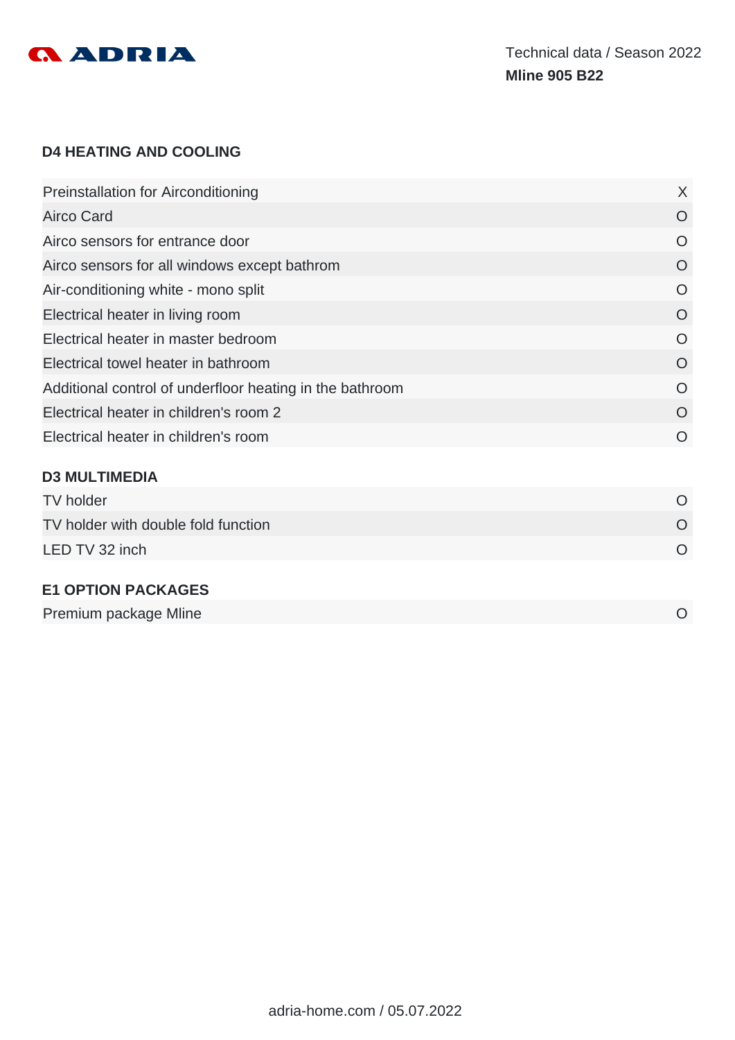## D4 HEATING AND COOLING

| | |
|---|---|
| Preinstallation for Airconditioning | X |
| Airco Card | O |
| Airco sensors for entrance door | O |
| Airco sensors for all windows except bathrom | O |
| Air-conditioning white - mono split | O |
| Electrical heater in living room | O |
| Electrical heater in master bedroom | O |
| Electrical towel heater in bathroom | O |
| Additional control of underfloor heating in the bathroom | O |
| Electrical heater in children's room 2 | O |
| Electrical heater in children's room | O |

## D3 MULTIMEDIA

| | |
|---|---|
| TV holder | O |
| TV holder with double fold function | O |
| LED TV 32 inch | O |

## E1 OPTION PACKAGES

| | |
|---|---|
| Premium package Mline | O |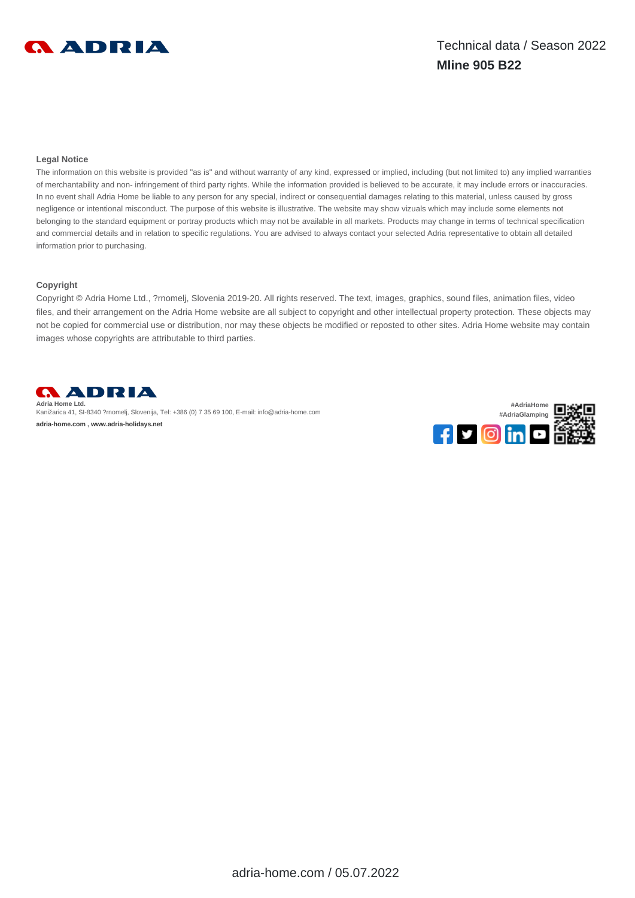## Legal Notice

The information on this website is provided "as is" and without warranty of any kind, expressed or implied, including (but not limited to) any implied warranties of merchantability and non- infringement of third party rights. While the information provided is believed to be accurate, it may include errors or inaccuracies. In no event shall Adria Home be liable to any person for any special, indirect or consequential damages relating to this material, unless caused by gross negligence or intentional misconduct. The purpose of this website is illustrative. The website may show vizuals which may include some elements not belonging to the standard equipment or portray products which may not be available in all markets. Products may change in terms of technical specification and commercial details and in relation to specific regulations. You are advised to always contact your selected Adria representative to obtain all detailed information prior to purchasing.

## Copyright

Copyright © Adria Home Ltd., ?rnomelj, Slovenia 2019-20. All rights reserved. The text, images, graphics, sound files, animation files, video files, and their arrangement on the Adria Home website are all subject to copyright and other intellectual property protection. These objects may not be copied for commercial use or distribution, nor may these objects be modified or reposted to other sites. Adria Home website may contain images whose copyrights are attributable to third parties.

**Adria Home Ltd.**
Kanižarica 41, SI-8340 ?rnomelj, Slovenija, Tel: +386 (0) 7 35 69 100, E-mail: info@adria-home.com
**adria-home.com , www.adria-holidays.net**

**#AdriaHome**
**#AdriaGlamping**